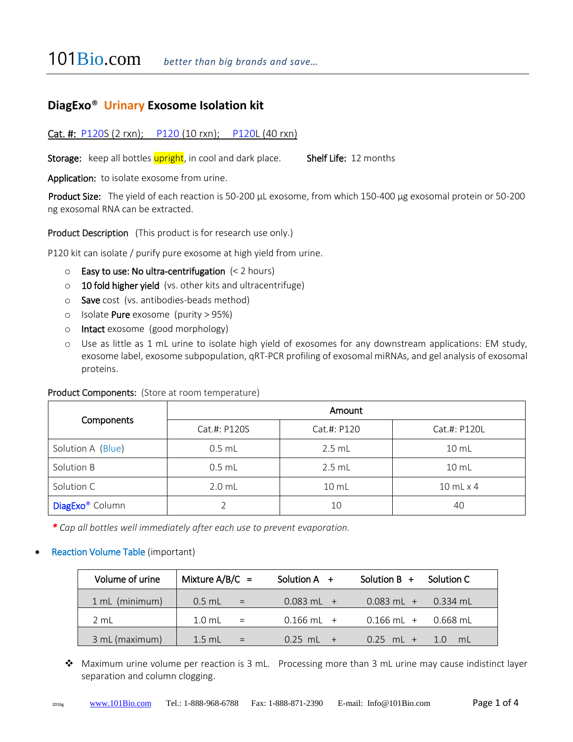101Bio.com *better than big brands and save…*

## DiagExo® Urinary Exosome Isolation kit

Cat. #: P120S (2 rxn); P120 (10 rxn); P120L (40 rxn)

**Storage:** keep all bottles upright, in cool and dark place. **Shelf Life:** 12 months

**Application:** to isolate exosome from urine.

**Product Size:** The yield of each reaction is 50-200 µL exosome, from which 150-400 µg exosomal protein or 50-200 ng exosomal RNA can be extracted.

**Product Description** (This product is for research use only.)

P120 kit can isolate / purify pure exosome at high yield from urine.

- **Easy to use: No ultra-centrifugation** (< 2 hours)
- **10 fold higher yield** (vs. other kits and ultracentrifuge)
- **Save** cost (vs. antibodies-beads method)
- Isolate **Pure** exosome (purity > 95%)
- **Intact** exosome (good morphology)
- Use as little as 1 mL urine to isolate high yield of exosomes for any downstream applications: EM study, exosome label, exosome subpopulation, qRT-PCR profiling of exosomal miRNAs, and gel analysis of exosomal proteins.

**Product Components:** (Store at room temperature)

| Components | Amount | | |
|---|---|---|---|
| | Cat.#: P120S | Cat.#: P120 | Cat.#: P120L |
| Solution A (Blue) | 0.5 mL | 2.5 mL | 10 mL |
| Solution B | 0.5 mL | 2.5 mL | 10 mL |
| Solution C | 2.0 mL | 10 mL | 10 mL x 4 |
| DiagExo® Column | 2 | 10 | 40 |

*\* Cap all bottles well immediately after each use to prevent evaporation.*

- Reaction Volume Table (important)

| Volume of urine | Mixture A/B/C = | Solution A + | Solution B + | Solution C |
|---|---|---|---|---|
| 1 mL (minimum) | 0.5 mL = | 0.083 mL + | 0.083 mL + | 0.334 mL |
| 2 mL | 1.0 mL = | 0.166 mL + | 0.166 mL + | 0.668 mL |
| 3 mL (maximum) | 1.5 mL = | 0.25 mL + | 0.25 mL + | 1.0 mL |

❖ Maximum urine volume per reaction is 3 mL. Processing more than 3 mL urine may cause indistinct layer separation and column clogging.

2016g www.101Bio.com Tel.: 1-888-968-6788 Fax: 1-888-871-2390 E-mail: Info@101Bio.com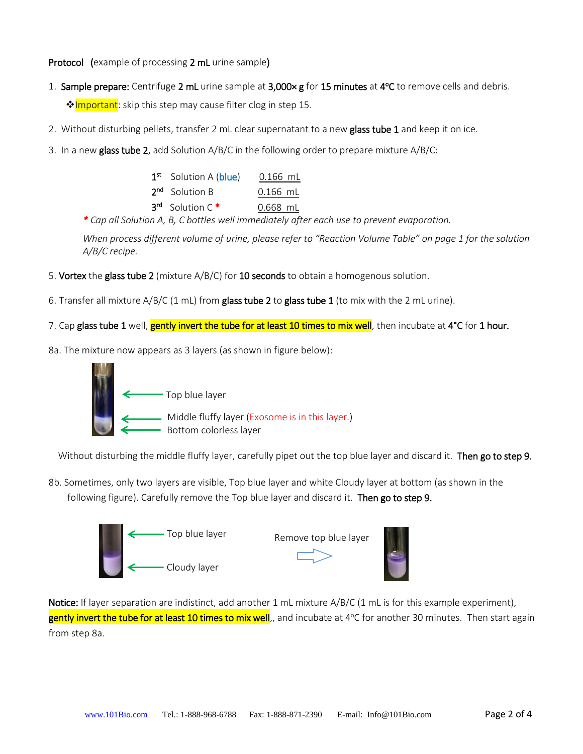**Protocol** (example of processing **2 mL** urine sample)

1. **Sample prepare:** Centrifuge **2 mL** urine sample at **3,000× g** for **15 minutes** at **4°C** to remove cells and debris.

   ❖Important: skip this step may cause filter clog in step 15.

2. Without disturbing pellets, transfer 2 mL clear supernatant to a new **glass tube 1** and keep it on ice.

3. In a new **glass tube 2**, add Solution A/B/C in the following order to prepare mixture A/B/C:

| | | |
|---|---|---|
| 1st | Solution A (blue) | 0.166 mL |
| 2nd | Solution B | 0.166 mL |
| 3rd | Solution C * | 0.668 mL |

*\* Cap all Solution A, B, C bottles well immediately after each use to prevent evaporation.*

*When process different volume of urine, please refer to "Reaction Volume Table" on page 1 for the solution A/B/C recipe.*

5. **Vortex** the **glass tube 2** (mixture A/B/C) for **10 seconds** to obtain a homogenous solution.

6. Transfer all mixture A/B/C (1 mL) from **glass tube 2** to **glass tube 1** (to mix with the 2 mL urine).

7. Cap **glass tube 1** well, **gently invert the tube for at least 10 times to mix well**, then incubate at **4°C** for **1 hour.**

8a. The mixture now appears as 3 layers (as shown in figure below):

Top blue layer

Middle fluffy layer (Exosome is in this layer.)

Bottom colorless layer

Without disturbing the middle fluffy layer, carefully pipet out the top blue layer and discard it. **Then go to step 9.**

8b. Sometimes, only two layers are visible, Top blue layer and white Cloudy layer at bottom (as shown in the following figure). Carefully remove the Top blue layer and discard it. **Then go to step 9.**

Top blue layer

Cloudy layer

Remove top blue layer

**Notice:** If layer separation are indistinct, add another 1 mL mixture A/B/C (1 mL is for this example experiment), **gently invert the tube for at least 10 times to mix well**,, and incubate at 4°C for another 30 minutes. Then start again from step 8a.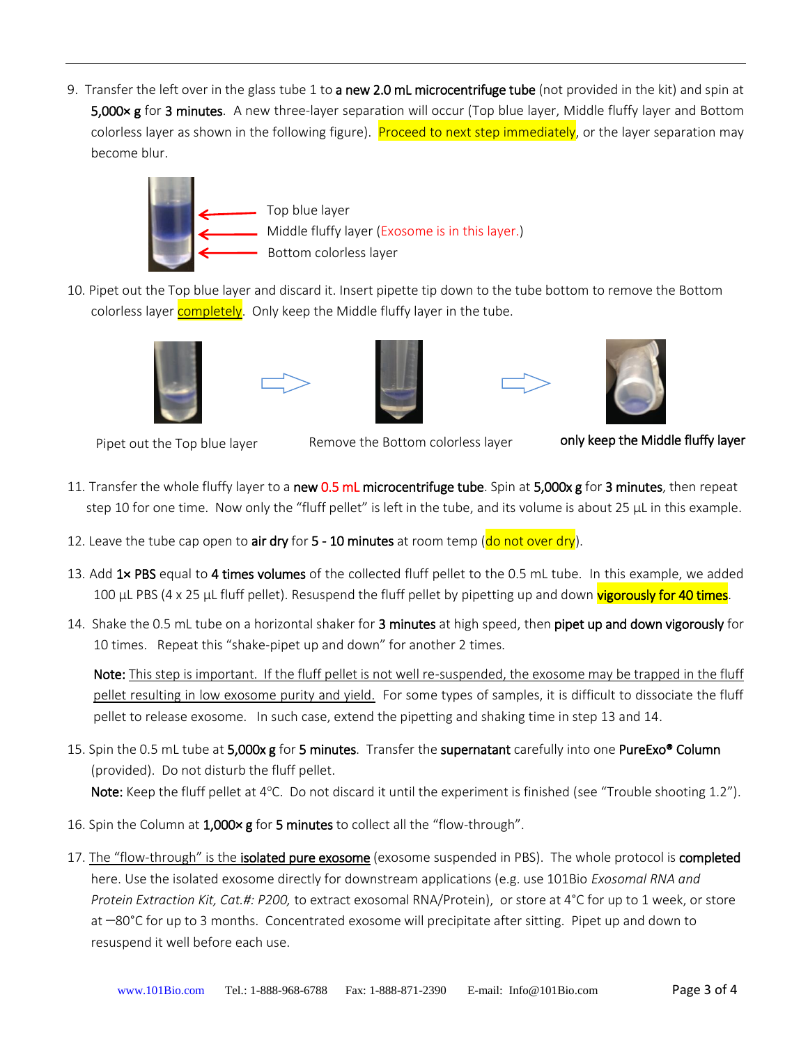9. Transfer the left over in the glass tube 1 to **a new 2.0 mL microcentrifuge tube** (not provided in the kit) and spin at **5,000× g** for **3 minutes**. A new three-layer separation will occur (Top blue layer, Middle fluffy layer and Bottom colorless layer as shown in the following figure). Proceed to next step immediately, or the layer separation may become blur.

Top blue layer
Middle fluffy layer (Exosome is in this layer.)
Bottom colorless layer

10. Pipet out the Top blue layer and discard it. Insert pipette tip down to the tube bottom to remove the Bottom colorless layer completely. Only keep the Middle fluffy layer in the tube.

Pipet out the Top blue layer → Remove the Bottom colorless layer → **only keep the Middle fluffy layer**

11. Transfer the whole fluffy layer to a **new 0.5 mL microcentrifuge tube**. Spin at **5,000x g** for **3 minutes**, then repeat step 10 for one time. Now only the "fluff pellet" is left in the tube, and its volume is about 25 µL in this example.

12. Leave the tube cap open to **air dry** for **5 - 10 minutes** at room temp (do not over dry).

13. Add **1× PBS** equal to **4 times volumes** of the collected fluff pellet to the 0.5 mL tube. In this example, we added 100 µL PBS (4 x 25 µL fluff pellet). Resuspend the fluff pellet by pipetting up and down vigorously for 40 times.

14. Shake the 0.5 mL tube on a horizontal shaker for **3 minutes** at high speed, then **pipet up and down vigorously** for 10 times. Repeat this "shake-pipet up and down" for another 2 times.

    **Note:** This step is important. If the fluff pellet is not well re-suspended, the exosome may be trapped in the fluff pellet resulting in low exosome purity and yield. For some types of samples, it is difficult to dissociate the fluff pellet to release exosome. In such case, extend the pipetting and shaking time in step 13 and 14.

15. Spin the 0.5 mL tube at **5,000x g** for **5 minutes**. Transfer the **supernatant** carefully into one **PureExo® Column** (provided). Do not disturb the fluff pellet.
    **Note:** Keep the fluff pellet at 4°C. Do not discard it until the experiment is finished (see "Trouble shooting 1.2").

16. Spin the Column at **1,000× g** for **5 minutes** to collect all the "flow-through".

17. The "flow-through" is the **isolated pure exosome** (exosome suspended in PBS). The whole protocol is **completed** here. Use the isolated exosome directly for downstream applications (e.g. use 101Bio *Exosomal RNA and Protein Extraction Kit, Cat.#: P200,* to extract exosomal RNA/Protein), or store at 4°C for up to 1 week, or store at −80°C for up to 3 months. Concentrated exosome will precipitate after sitting. Pipet up and down to resuspend it well before each use.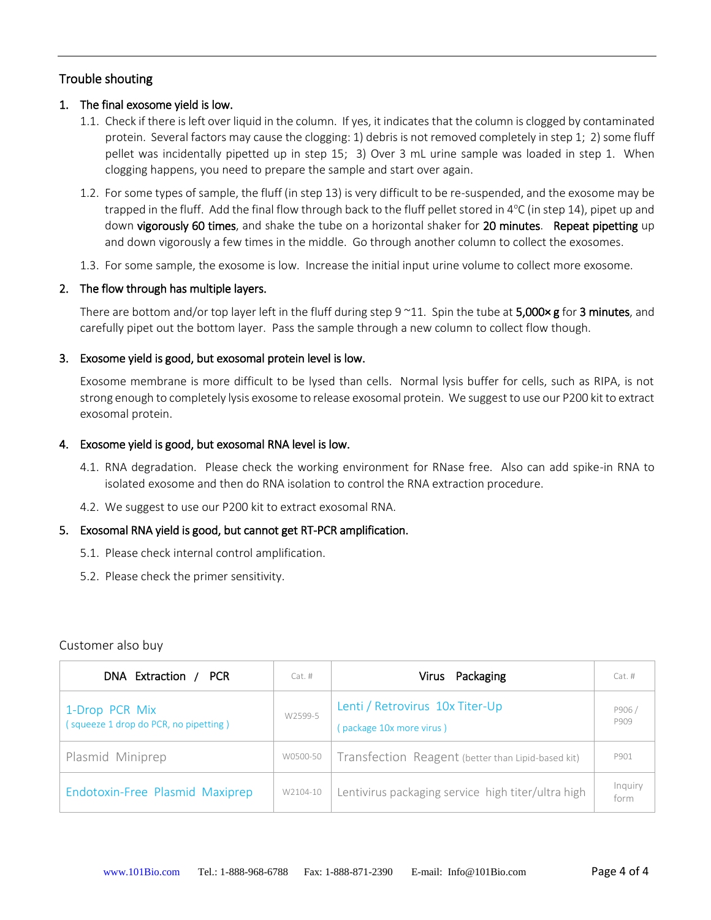## Trouble shouting

1. **The final exosome yield is low.**

   1.1. Check if there is left over liquid in the column. If yes, it indicates that the column is clogged by contaminated protein. Several factors may cause the clogging: 1) debris is not removed completely in step 1; 2) some fluff pellet was incidentally pipetted up in step 15; 3) Over 3 mL urine sample was loaded in step 1. When clogging happens, you need to prepare the sample and start over again.

   1.2. For some types of sample, the fluff (in step 13) is very difficult to be re-suspended, and the exosome may be trapped in the fluff. Add the final flow through back to the fluff pellet stored in 4°C (in step 14), pipet up and down **vigorously 60 times**, and shake the tube on a horizontal shaker for **20 minutes**. **Repeat pipetting** up and down vigorously a few times in the middle. Go through another column to collect the exosomes.

   1.3. For some sample, the exosome is low. Increase the initial input urine volume to collect more exosome.

2. **The flow through has multiple layers.**

   There are bottom and/or top layer left in the fluff during step 9 ~11. Spin the tube at **5,000× g** for **3 minutes**, and carefully pipet out the bottom layer. Pass the sample through a new column to collect flow though.

3. **Exosome yield is good, but exosomal protein level is low.**

   Exosome membrane is more difficult to be lysed than cells. Normal lysis buffer for cells, such as RIPA, is not strong enough to completely lysis exosome to release exosomal protein. We suggest to use our P200 kit to extract exosomal protein.

4. **Exosome yield is good, but exosomal RNA level is low.**

   4.1. RNA degradation. Please check the working environment for RNase free. Also can add spike-in RNA to isolated exosome and then do RNA isolation to control the RNA extraction procedure.

   4.2. We suggest to use our P200 kit to extract exosomal RNA.

5. **Exosomal RNA yield is good, but cannot get RT-PCR amplification.**

   5.1. Please check internal control amplification.

   5.2. Please check the primer sensitivity.

Customer also buy

| DNA Extraction / PCR | Cat. # | Virus Packaging | Cat. # |
|---|---|---|---|
| 1-Drop PCR Mix ( squeeze 1 drop do PCR, no pipetting ) | W2599-5 | Lenti / Retrovirus 10x Titer-Up ( package 10x more virus ) | P906 / P909 |
| Plasmid Miniprep | W0500-50 | Transfection Reagent (better than Lipid-based kit) | P901 |
| Endotoxin-Free Plasmid Maxiprep | W2104-10 | Lentivirus packaging service high titer/ultra high | Inquiry form |

www.101Bio.com Tel.: 1-888-968-6788 Fax: 1-888-871-2390 E-mail: Info@101Bio.com